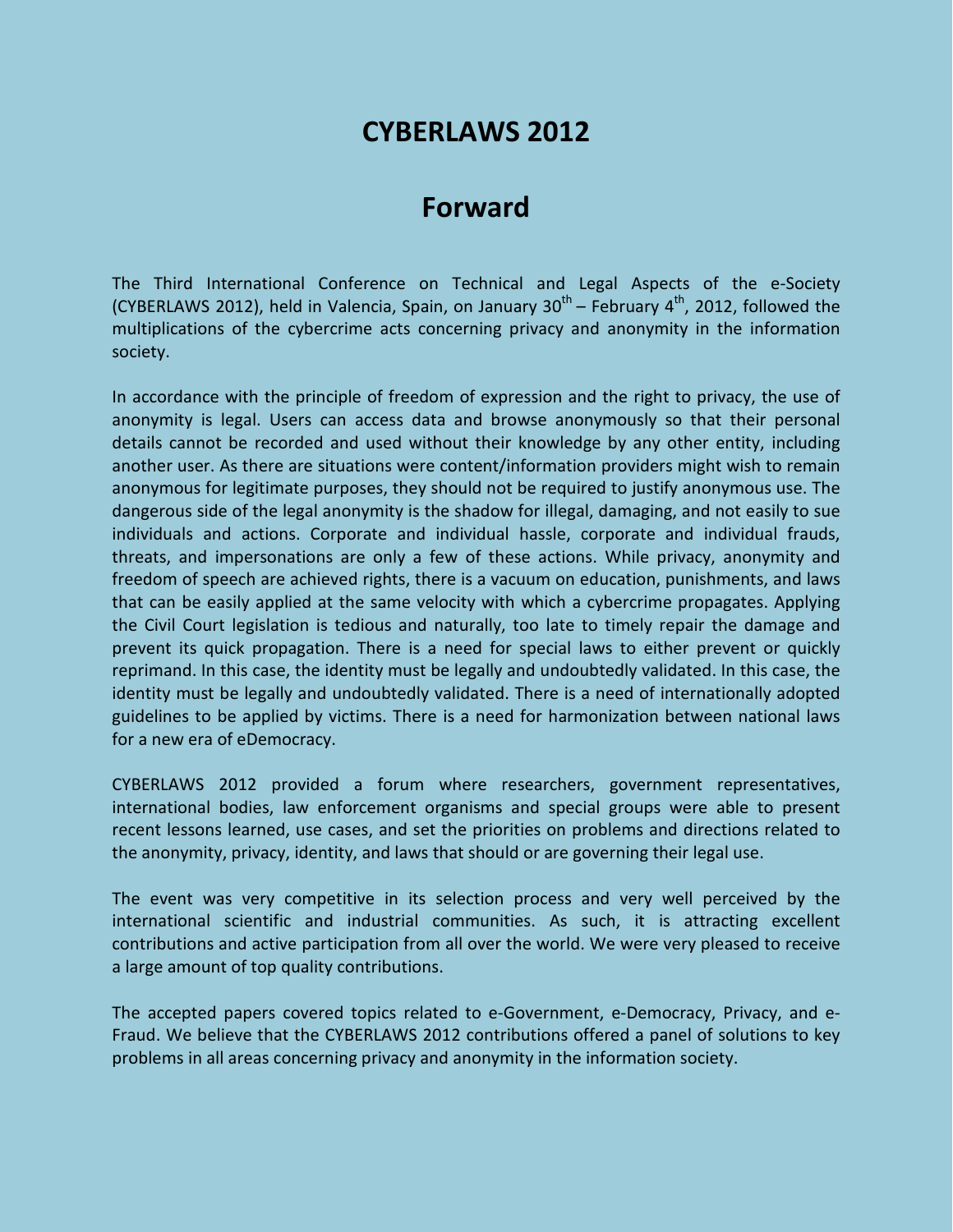# CYBERLAWS 2012

## Forward

The Third International Conference on Technical and Legal Aspects of the e-Society (CYBERLAWS 2012), held in Valencia, Spain, on January 30$^{th}$ – February 4$^{th}$, 2012, followed the multiplications of the cybercrime acts concerning privacy and anonymity in the information society.

In accordance with the principle of freedom of expression and the right to privacy, the use of anonymity is legal. Users can access data and browse anonymously so that their personal details cannot be recorded and used without their knowledge by any other entity, including another user. As there are situations were content/information providers might wish to remain anonymous for legitimate purposes, they should not be required to justify anonymous use. The dangerous side of the legal anonymity is the shadow for illegal, damaging, and not easily to sue individuals and actions. Corporate and individual hassle, corporate and individual frauds, threats, and impersonations are only a few of these actions. While privacy, anonymity and freedom of speech are achieved rights, there is a vacuum on education, punishments, and laws that can be easily applied at the same velocity with which a cybercrime propagates. Applying the Civil Court legislation is tedious and naturally, too late to timely repair the damage and prevent its quick propagation. There is a need for special laws to either prevent or quickly reprimand. In this case, the identity must be legally and undoubtedly validated. In this case, the identity must be legally and undoubtedly validated. There is a need of internationally adopted guidelines to be applied by victims. There is a need for harmonization between national laws for a new era of eDemocracy.

CYBERLAWS 2012 provided a forum where researchers, government representatives, international bodies, law enforcement organisms and special groups were able to present recent lessons learned, use cases, and set the priorities on problems and directions related to the anonymity, privacy, identity, and laws that should or are governing their legal use.

The event was very competitive in its selection process and very well perceived by the international scientific and industrial communities. As such, it is attracting excellent contributions and active participation from all over the world. We were very pleased to receive a large amount of top quality contributions.

The accepted papers covered topics related to e-Government, e-Democracy, Privacy, and e-Fraud. We believe that the CYBERLAWS 2012 contributions offered a panel of solutions to key problems in all areas concerning privacy and anonymity in the information society.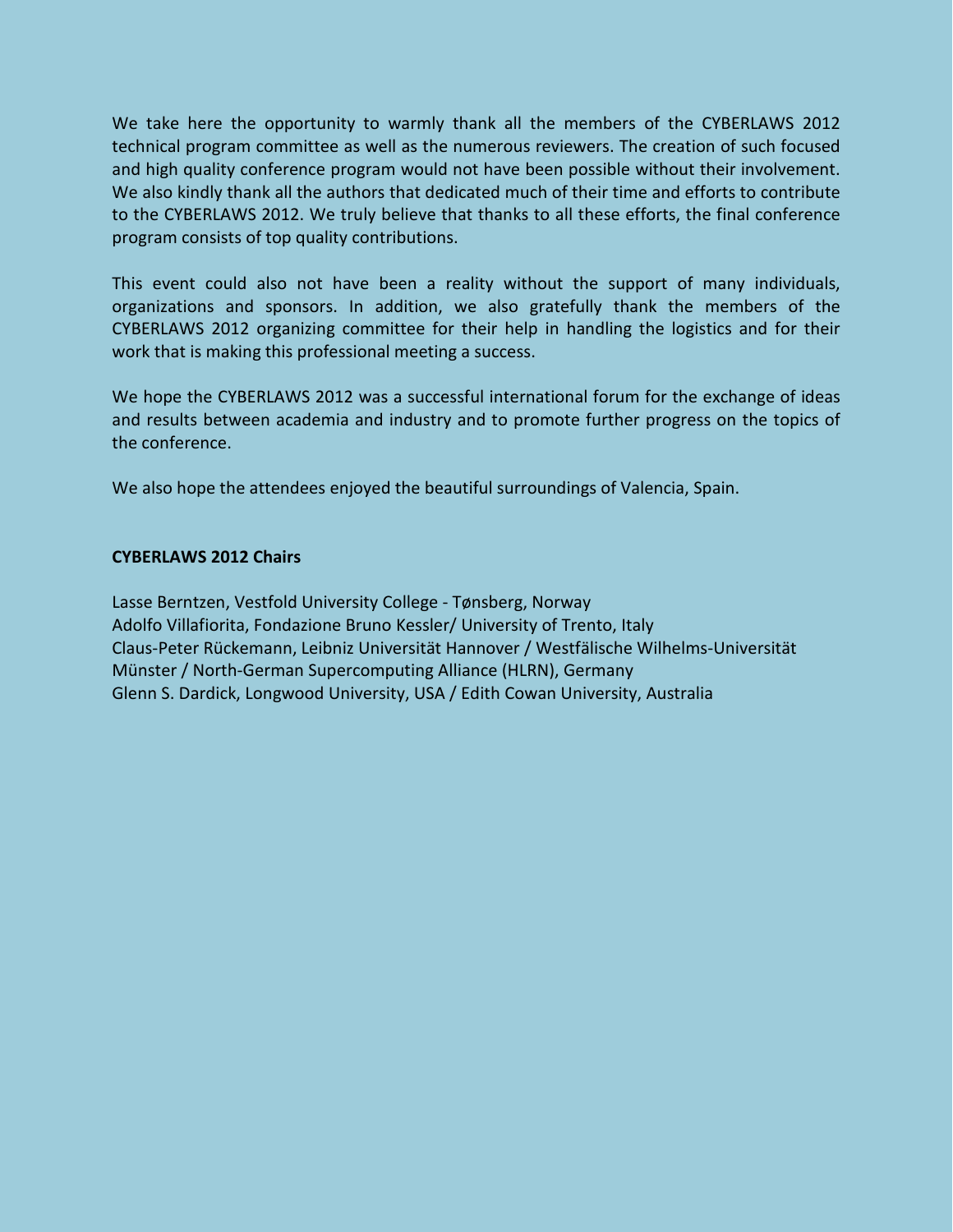We take here the opportunity to warmly thank all the members of the CYBERLAWS 2012 technical program committee as well as the numerous reviewers. The creation of such focused and high quality conference program would not have been possible without their involvement. We also kindly thank all the authors that dedicated much of their time and efforts to contribute to the CYBERLAWS 2012. We truly believe that thanks to all these efforts, the final conference program consists of top quality contributions.

This event could also not have been a reality without the support of many individuals, organizations and sponsors. In addition, we also gratefully thank the members of the CYBERLAWS 2012 organizing committee for their help in handling the logistics and for their work that is making this professional meeting a success.

We hope the CYBERLAWS 2012 was a successful international forum for the exchange of ideas and results between academia and industry and to promote further progress on the topics of the conference.

We also hope the attendees enjoyed the beautiful surroundings of Valencia, Spain.

**CYBERLAWS 2012 Chairs**

Lasse Berntzen, Vestfold University College - Tønsberg, Norway
Adolfo Villafiorita, Fondazione Bruno Kessler/ University of Trento, Italy
Claus-Peter Rückemann, Leibniz Universität Hannover / Westfälische Wilhelms-Universität Münster / North-German Supercomputing Alliance (HLRN), Germany
Glenn S. Dardick, Longwood University, USA / Edith Cowan University, Australia